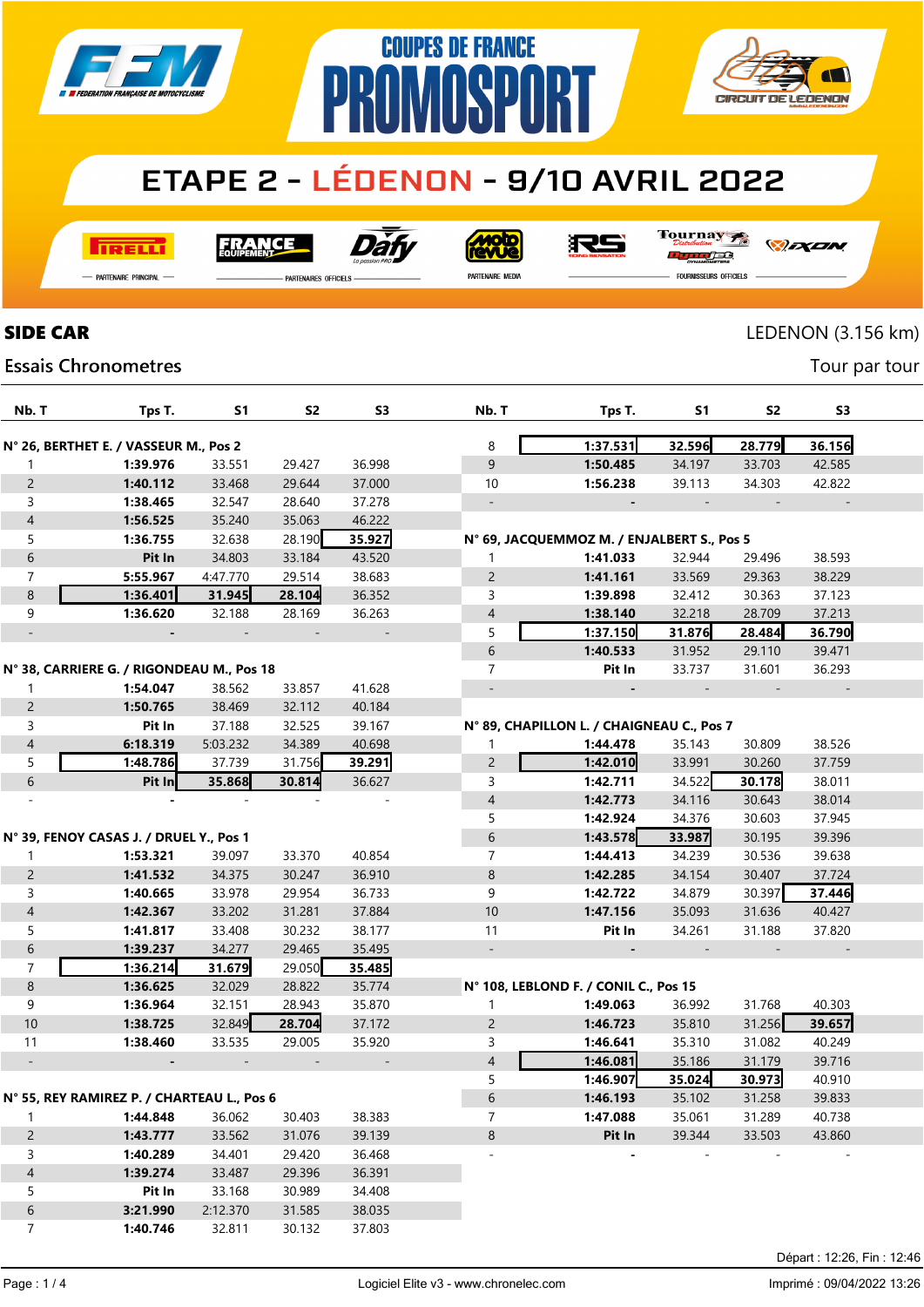# COUPES DE FRANCE PROMOSPORT

## ETAPE 2 - LÉDENON - 9/10 AVRIL 2022

PARTENAIRE PRINCIPAL — PARTENAIRES OFFICIELS — PARTENAIRE MEDIA — FOURNISSEURS OFFICIELS

## SIDE CAR

LEDENON (3.156 km)

Essais Chronometres

Tour par tour

| Nb. T | Tps T. | S1 | S2 | S3 |
|---|---|---|---|---|
| **N° 26, BERTHET E. / VASSEUR M., Pos 2** | | | | |
| 1 | **1:39.976** | 33.551 | 29.427 | 36.998 |
| 2 | **1:40.112** | 33.468 | 29.644 | 37.000 |
| 3 | **1:38.465** | 32.547 | 28.640 | 37.278 |
| 4 | **1:56.525** | 35.240 | 35.063 | 46.222 |
| 5 | **1:36.755** | 32.638 | 28.190 | **35.927** |
| 6 | **Pit In** | 34.803 | 33.184 | 43.520 |
| 7 | **5:55.967** | 4:47.770 | 29.514 | 38.683 |
| 8 | **1:36.401** | **31.945** | **28.104** | 36.352 |
| 9 | **1:36.620** | 32.188 | 28.169 | 36.263 |
| - | - | - | - | - |
| **N° 38, CARRIERE G. / RIGONDEAU M., Pos 18** | | | | |
| 1 | **1:54.047** | 38.562 | 33.857 | 41.628 |
| 2 | **1:50.765** | 38.469 | 32.112 | 40.184 |
| 3 | **Pit In** | 37.188 | 32.525 | 39.167 |
| 4 | **6:18.319** | 5:03.232 | 34.389 | 40.698 |
| 5 | **1:48.786** | 37.739 | 31.756 | **39.291** |
| 6 | **Pit In** | **35.868** | **30.814** | 36.627 |
| - | - | - | - | - |
| **N° 39, FENOY CASAS J. / DRUEL Y., Pos 1** | | | | |
| 1 | **1:53.321** | 39.097 | 33.370 | 40.854 |
| 2 | **1:41.532** | 34.375 | 30.247 | 36.910 |
| 3 | **1:40.665** | 33.978 | 29.954 | 36.733 |
| 4 | **1:42.367** | 33.202 | 31.281 | 37.884 |
| 5 | **1:41.817** | 33.408 | 30.232 | 38.177 |
| 6 | **1:39.237** | 34.277 | 29.465 | 35.495 |
| 7 | **1:36.214** | **31.679** | 29.050 | **35.485** |
| 8 | **1:36.625** | 32.029 | 28.822 | 35.774 |
| 9 | **1:36.964** | 32.151 | 28.943 | 35.870 |
| 10 | **1:38.725** | 32.849 | **28.704** | 37.172 |
| 11 | **1:38.460** | 33.535 | 29.005 | 35.920 |
| - | - | - | - | - |
| **N° 55, REY RAMIREZ P. / CHARTEAU L., Pos 6** | | | | |
| 1 | **1:44.848** | 36.062 | 30.403 | 38.383 |
| 2 | **1:43.777** | 33.562 | 31.076 | 39.139 |
| 3 | **1:40.289** | 34.401 | 29.420 | 36.468 |
| 4 | **1:39.274** | 33.487 | 29.396 | 36.391 |
| 5 | **Pit In** | 33.168 | 30.989 | 34.408 |
| 6 | **3:21.990** | 2:12.370 | 31.585 | 38.035 |
| 7 | **1:40.746** | 32.811 | 30.132 | 37.803 |
| 8 | **1:37.531** | **32.596** | **28.779** | **36.156** |
| 9 | **1:50.485** | 34.197 | 33.703 | 42.585 |
| 10 | **1:56.238** | 39.113 | 34.303 | 42.822 |
| - | - | - | - | - |
| **N° 69, JACQUEMMOZ M. / ENJALBERT S., Pos 5** | | | | |
| 1 | **1:41.033** | 32.944 | 29.496 | 38.593 |
| 2 | **1:41.161** | 33.569 | 29.363 | 38.229 |
| 3 | **1:39.898** | 32.412 | 30.363 | 37.123 |
| 4 | **1:38.140** | 32.218 | 28.709 | 37.213 |
| 5 | **1:37.150** | **31.876** | **28.484** | **36.790** |
| 6 | **1:40.533** | 31.952 | 29.110 | 39.471 |
| 7 | **Pit In** | 33.737 | 31.601 | 36.293 |
| - | - | - | - | - |
| **N° 89, CHAPILLON L. / CHAIGNEAU C., Pos 7** | | | | |
| 1 | **1:44.478** | 35.143 | 30.809 | 38.526 |
| 2 | **1:42.010** | 33.991 | 30.260 | 37.759 |
| 3 | **1:42.711** | 34.522 | **30.178** | 38.011 |
| 4 | **1:42.773** | 34.116 | 30.643 | 38.014 |
| 5 | **1:42.924** | 34.376 | 30.603 | 37.945 |
| 6 | **1:43.578** | **33.987** | 30.195 | 39.396 |
| 7 | **1:44.413** | 34.239 | 30.536 | 39.638 |
| 8 | **1:42.285** | 34.154 | 30.407 | 37.724 |
| 9 | **1:42.722** | 34.879 | 30.397 | **37.446** |
| 10 | **1:47.156** | 35.093 | 31.636 | 40.427 |
| 11 | **Pit In** | 34.261 | 31.188 | 37.820 |
| - | - | - | - | - |
| **N° 108, LEBLOND F. / CONIL C., Pos 15** | | | | |
| 1 | **1:49.063** | 36.992 | 31.768 | 40.303 |
| 2 | **1:46.723** | 35.810 | 31.256 | **39.657** |
| 3 | **1:46.641** | 35.310 | 31.082 | 40.249 |
| 4 | **1:46.081** | 35.186 | 31.179 | 39.716 |
| 5 | **1:46.907** | **35.024** | **30.973** | 40.910 |
| 6 | **1:46.193** | 35.102 | 31.258 | 39.833 |
| 7 | **1:47.088** | 35.061 | 31.289 | 40.738 |
| 8 | **Pit In** | 39.344 | 33.503 | 43.860 |
| - | - | - | - | - |

Départ : 12:26, Fin : 12:46

Logiciel Elite v3 - www.chronelec.com

Imprimé : 09/04/2022 13:26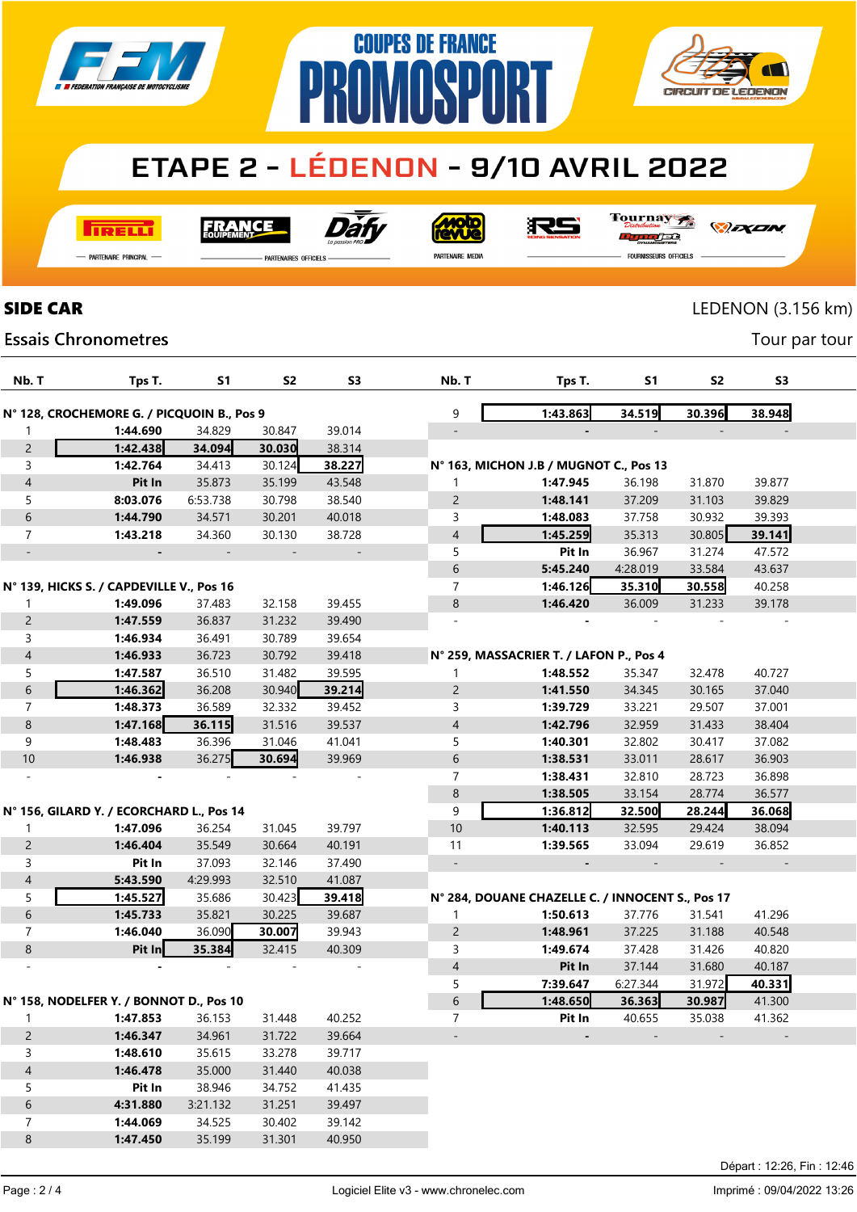# ETAPE 2 - LÉDENON - 9/10 AVRIL 2022

COUPES DE FRANCE PROMOSPORT

## SIDE CAR

LEDENON (3.156 km)

Essais Chronometres

Tour par tour

### N° 128, CROCHEMORE G. / PICQUOIN B., Pos 9

| Nb. T | Tps T. | S1 | S2 | S3 |
|---|---|---|---|---|
| 1 | **1:44.690** | 34.829 | 30.847 | 39.014 |
| 2 | **1:42.438** | 34.094 | 30.030 | 38.314 |
| 3 | **1:42.764** | 34.413 | 30.124 | 38.227 |
| 4 | **Pit In** | 35.873 | 35.199 | 43.548 |
| 5 | **8:03.076** | 6:53.738 | 30.798 | 38.540 |
| 6 | **1:44.790** | 34.571 | 30.201 | 40.018 |
| 7 | **1:43.218** | 34.360 | 30.130 | 38.728 |
| - | - | - | - | - |

### N° 139, HICKS S. / CAPDEVILLE V., Pos 16

| Nb. T | Tps T. | S1 | S2 | S3 |
|---|---|---|---|---|
| 1 | **1:49.096** | 37.483 | 32.158 | 39.455 |
| 2 | **1:47.559** | 36.837 | 31.232 | 39.490 |
| 3 | **1:46.934** | 36.491 | 30.789 | 39.654 |
| 4 | **1:46.933** | 36.723 | 30.792 | 39.418 |
| 5 | **1:47.587** | 36.510 | 31.482 | 39.595 |
| 6 | **1:46.362** | 36.208 | 30.940 | 39.214 |
| 7 | **1:48.373** | 36.589 | 32.332 | 39.452 |
| 8 | **1:47.168** | 36.115 | 31.516 | 39.537 |
| 9 | **1:48.483** | 36.396 | 31.046 | 41.041 |
| 10 | **1:46.938** | 36.275 | 30.694 | 39.969 |
| - | - | - | - | - |

### N° 156, GILARD Y. / ECORCHARD L., Pos 14

| Nb. T | Tps T. | S1 | S2 | S3 |
|---|---|---|---|---|
| 1 | **1:47.096** | 36.254 | 31.045 | 39.797 |
| 2 | **1:46.404** | 35.549 | 30.664 | 40.191 |
| 3 | **Pit In** | 37.093 | 32.146 | 37.490 |
| 4 | **5:43.590** | 4:29.993 | 32.510 | 41.087 |
| 5 | **1:45.527** | 35.686 | 30.423 | 39.418 |
| 6 | **1:45.733** | 35.821 | 30.225 | 39.687 |
| 7 | **1:46.040** | 36.090 | 30.007 | 39.943 |
| 8 | **Pit In** | 35.384 | 32.415 | 40.309 |
| - | - | - | - | - |

### N° 158, NODELFER Y. / BONNOT D., Pos 10

| Nb. T | Tps T. | S1 | S2 | S3 |
|---|---|---|---|---|
| 1 | **1:47.853** | 36.153 | 31.448 | 40.252 |
| 2 | **1:46.347** | 34.961 | 31.722 | 39.664 |
| 3 | **1:48.610** | 35.615 | 33.278 | 39.717 |
| 4 | **1:46.478** | 35.000 | 31.440 | 40.038 |
| 5 | **Pit In** | 38.946 | 34.752 | 41.435 |
| 6 | **4:31.880** | 3:21.132 | 31.251 | 39.497 |
| 7 | **1:44.069** | 34.525 | 30.402 | 39.142 |
| 8 | **1:47.450** | 35.199 | 31.301 | 40.950 |
| 9 | **1:43.863** | 34.519 | 30.396 | 38.948 |
| - | - | - | - | - |

### N° 163, MICHON J.B / MUGNOT C., Pos 13

| Nb. T | Tps T. | S1 | S2 | S3 |
|---|---|---|---|---|
| 1 | **1:47.945** | 36.198 | 31.870 | 39.877 |
| 2 | **1:48.141** | 37.209 | 31.103 | 39.829 |
| 3 | **1:48.083** | 37.758 | 30.932 | 39.393 |
| 4 | **1:45.259** | 35.313 | 30.805 | 39.141 |
| 5 | **Pit In** | 36.967 | 31.274 | 47.572 |
| 6 | **5:45.240** | 4:28.019 | 33.584 | 43.637 |
| 7 | **1:46.126** | 35.310 | 30.558 | 40.258 |
| 8 | **1:46.420** | 36.009 | 31.233 | 39.178 |
| - | - | - | - | - |

### N° 259, MASSACRIER T. / LAFON P., Pos 4

| Nb. T | Tps T. | S1 | S2 | S3 |
|---|---|---|---|---|
| 1 | **1:48.552** | 35.347 | 32.478 | 40.727 |
| 2 | **1:41.550** | 34.345 | 30.165 | 37.040 |
| 3 | **1:39.729** | 33.221 | 29.507 | 37.001 |
| 4 | **1:42.796** | 32.959 | 31.433 | 38.404 |
| 5 | **1:40.301** | 32.802 | 30.417 | 37.082 |
| 6 | **1:38.531** | 33.011 | 28.617 | 36.903 |
| 7 | **1:38.431** | 32.810 | 28.723 | 36.898 |
| 8 | **1:38.505** | 33.154 | 28.774 | 36.577 |
| 9 | **1:36.812** | 32.500 | 28.244 | 36.068 |
| 10 | **1:40.113** | 32.595 | 29.424 | 38.094 |
| 11 | **1:39.565** | 33.094 | 29.619 | 36.852 |
| - | - | - | - | - |

### N° 284, DOUANE CHAZELLE C. / INNOCENT S., Pos 17

| Nb. T | Tps T. | S1 | S2 | S3 |
|---|---|---|---|---|
| 1 | **1:50.613** | 37.776 | 31.541 | 41.296 |
| 2 | **1:48.961** | 37.225 | 31.188 | 40.548 |
| 3 | **1:49.674** | 37.428 | 31.426 | 40.820 |
| 4 | **Pit In** | 37.144 | 31.680 | 40.187 |
| 5 | **7:39.647** | 6:27.344 | 31.972 | 40.331 |
| 6 | **1:48.650** | 36.363 | 30.987 | 41.300 |
| 7 | **Pit In** | 40.655 | 35.038 | 41.362 |
| - | - | - | - | - |

Départ : 12:26, Fin : 12:46

Logiciel Elite v3 - www.chronelec.com

Imprimé : 09/04/2022 13:26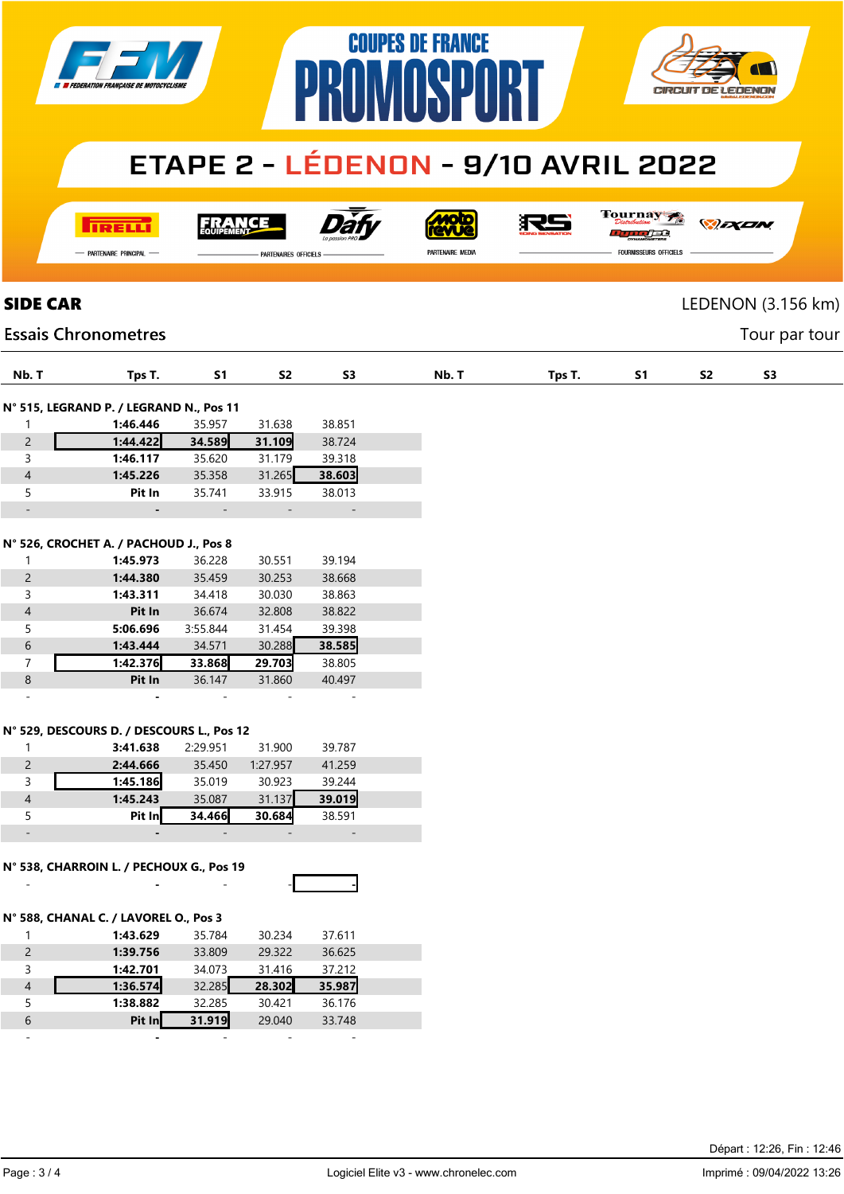# COUPES DE FRANCE PROMOSPORT

## ETAPE 2 - LÉDENON - 9/10 AVRIL 2022

PARTENAIRE PRINCIPAL — PARTENAIRES OFFICIELS — PARTENAIRE MEDIA — FOURNISSEURS OFFICIELS

## SIDE CAR

LEDENON (3.156 km)

### Essais Chronometres

Tour par tour

**N° 515, LEGRAND P. / LEGRAND N., Pos 11**

| Nb. T | Tps T. | S1 | S2 | S3 |
|---|---|---|---|---|
| 1 | **1:46.446** | 35.957 | 31.638 | 38.851 |
| 2 | **1:44.422** | **34.589** | **31.109** | 38.724 |
| 3 | **1:46.117** | 35.620 | 31.179 | 39.318 |
| 4 | **1:45.226** | 35.358 | 31.265 | **38.603** |
| 5 | **Pit In** | 35.741 | 33.915 | 38.013 |
| - | - | - | - | - |

**N° 526, CROCHET A. / PACHOUD J., Pos 8**

| Nb. T | Tps T. | S1 | S2 | S3 |
|---|---|---|---|---|
| 1 | **1:45.973** | 36.228 | 30.551 | 39.194 |
| 2 | **1:44.380** | 35.459 | 30.253 | 38.668 |
| 3 | **1:43.311** | 34.418 | 30.030 | 38.863 |
| 4 | **Pit In** | 36.674 | 32.808 | 38.822 |
| 5 | **5:06.696** | 3:55.844 | 31.454 | 39.398 |
| 6 | **1:43.444** | 34.571 | 30.288 | **38.585** |
| 7 | **1:42.376** | **33.868** | **29.703** | 38.805 |
| 8 | **Pit In** | 36.147 | 31.860 | 40.497 |
| - | - | - | - | - |

**N° 529, DESCOURS D. / DESCOURS L., Pos 12**

| Nb. T | Tps T. | S1 | S2 | S3 |
|---|---|---|---|---|
| 1 | **3:41.638** | 2:29.951 | 31.900 | 39.787 |
| 2 | **2:44.666** | 35.450 | 1:27.957 | 41.259 |
| 3 | **1:45.186** | 35.019 | 30.923 | 39.244 |
| 4 | **1:45.243** | 35.087 | 31.137 | **39.019** |
| 5 | **Pit In** | **34.466** | **30.684** | 38.591 |
| - | - | - | - | - |

**N° 538, CHARROIN L. / PECHOUX G., Pos 19**

| Nb. T | Tps T. | S1 | S2 | S3 |
|---|---|---|---|---|
| - | - | - | - | - |

**N° 588, CHANAL C. / LAVOREL O., Pos 3**

| Nb. T | Tps T. | S1 | S2 | S3 |
|---|---|---|---|---|
| 1 | **1:43.629** | 35.784 | 30.234 | 37.611 |
| 2 | **1:39.756** | 33.809 | 29.322 | 36.625 |
| 3 | **1:42.701** | 34.073 | 31.416 | 37.212 |
| 4 | **1:36.574** | 32.285 | **28.302** | **35.987** |
| 5 | **1:38.882** | 32.285 | 30.421 | 36.176 |
| 6 | **Pit In** | **31.919** | 29.040 | 33.748 |
| - | - | - | - | - |

Départ : 12:26, Fin : 12:46

Logiciel Elite v3 - www.chronelec.com

Imprimé : 09/04/2022 13:26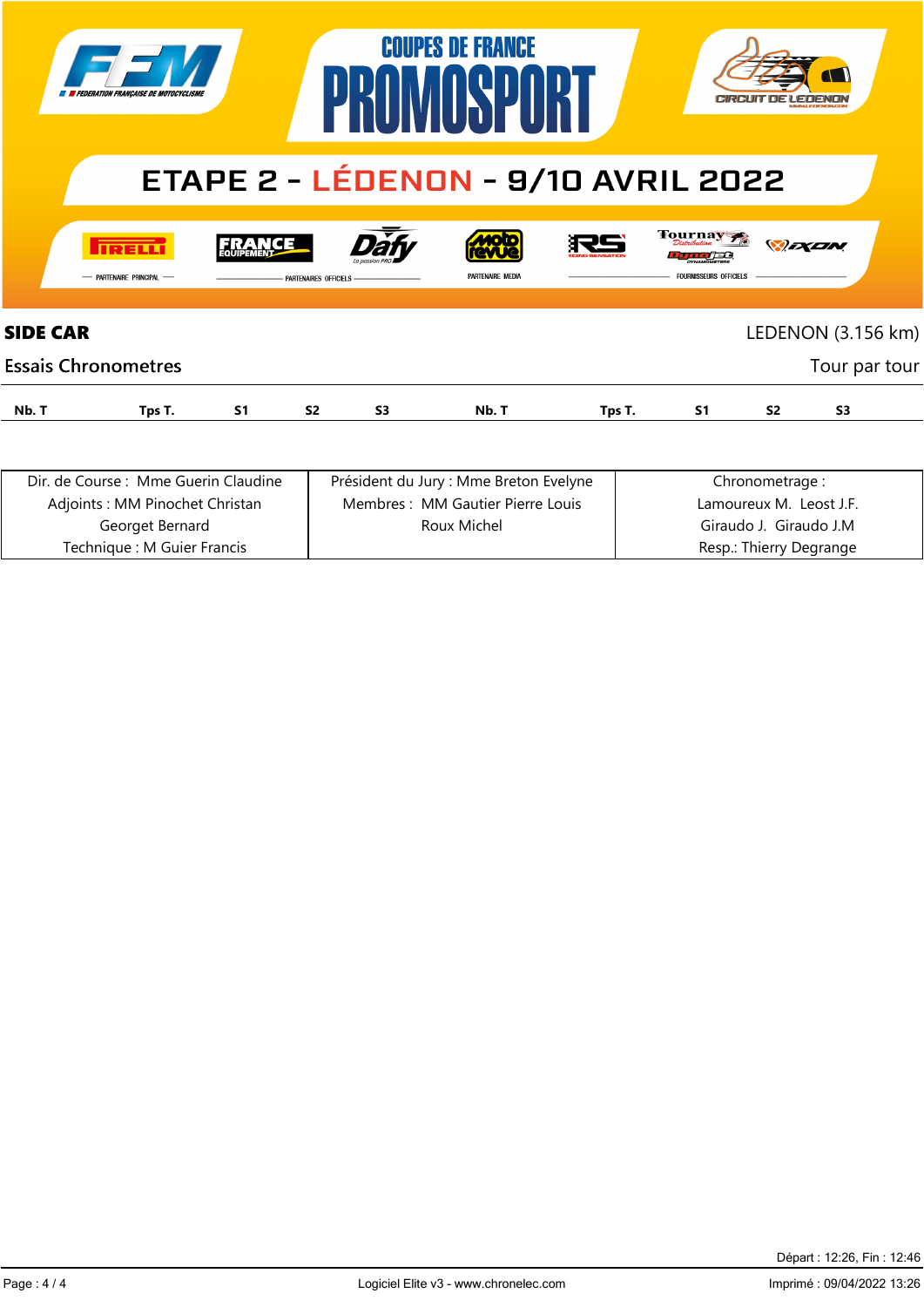# ETAPE 2 - LÉDENON - 9/10 AVRIL 2022

**SIDE CAR** — LEDENON (3.156 km)

Essais Chronometres — Tour par tour

| Nb. T | Tps T. | S1 | S2 | S3 | Nb. T | Tps T. | S1 | S2 | S3 |
|---|---|---|---|---|---|---|---|---|---|

| | | |
|---|---|---|
| Dir. de Course : Mme Guerin Claudine<br>Adjoints : MM Pinochet Christan<br>Georget Bernard<br>Technique : M Guier Francis | Président du Jury : Mme Breton Evelyne<br>Membres : MM Gautier Pierre Louis<br>Roux Michel | Chronometrage :<br>Lamoureux M. Leost J.F.<br>Giraudo J. Giraudo J.M<br>Resp.: Thierry Degrange |

Départ : 12:26, Fin : 12:46

Logiciel Elite v3 - www.chronelec.com

Imprimé : 09/04/2022 13:26